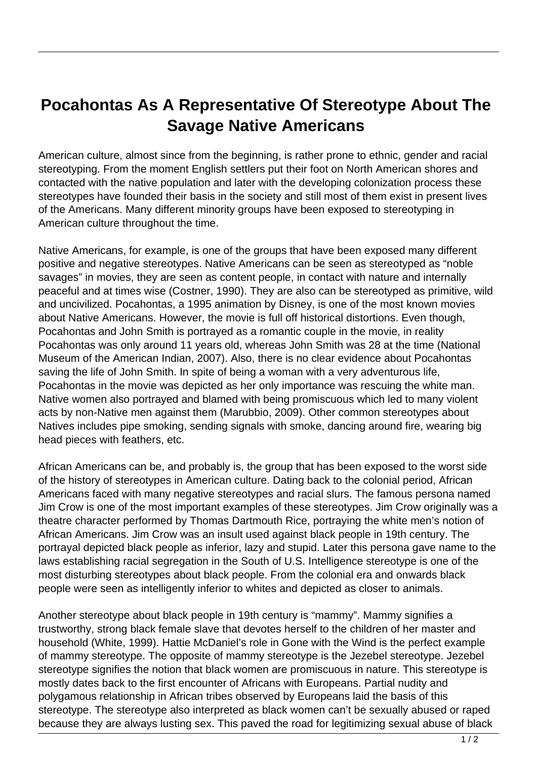# Pocahontas As A Representative Of Stereotype About The Savage Native Americans

American culture, almost since from the beginning, is rather prone to ethnic, gender and racial stereotyping. From the moment English settlers put their foot on North American shores and contacted with the native population and later with the developing colonization process these stereotypes have founded their basis in the society and still most of them exist in present lives of the Americans. Many different minority groups have been exposed to stereotyping in American culture throughout the time.

Native Americans, for example, is one of the groups that have been exposed many different positive and negative stereotypes. Native Americans can be seen as stereotyped as "noble savages" in movies, they are seen as content people, in contact with nature and internally peaceful and at times wise (Costner, 1990). They are also can be stereotyped as primitive, wild and uncivilized. Pocahontas, a 1995 animation by Disney, is one of the most known movies about Native Americans. However, the movie is full off historical distortions. Even though, Pocahontas and John Smith is portrayed as a romantic couple in the movie, in reality Pocahontas was only around 11 years old, whereas John Smith was 28 at the time (National Museum of the American Indian, 2007). Also, there is no clear evidence about Pocahontas saving the life of John Smith. In spite of being a woman with a very adventurous life, Pocahontas in the movie was depicted as her only importance was rescuing the white man. Native women also portrayed and blamed with being promiscuous which led to many violent acts by non-Native men against them (Marubbio, 2009). Other common stereotypes about Natives includes pipe smoking, sending signals with smoke, dancing around fire, wearing big head pieces with feathers, etc.

African Americans can be, and probably is, the group that has been exposed to the worst side of the history of stereotypes in American culture. Dating back to the colonial period, African Americans faced with many negative stereotypes and racial slurs. The famous persona named Jim Crow is one of the most important examples of these stereotypes. Jim Crow originally was a theatre character performed by Thomas Dartmouth Rice, portraying the white men's notion of African Americans. Jim Crow was an insult used against black people in 19th century. The portrayal depicted black people as inferior, lazy and stupid. Later this persona gave name to the laws establishing racial segregation in the South of U.S. Intelligence stereotype is one of the most disturbing stereotypes about black people. From the colonial era and onwards black people were seen as intelligently inferior to whites and depicted as closer to animals.

Another stereotype about black people in 19th century is "mammy". Mammy signifies a trustworthy, strong black female slave that devotes herself to the children of her master and household (White, 1999). Hattie McDaniel's role in Gone with the Wind is the perfect example of mammy stereotype. The opposite of mammy stereotype is the Jezebel stereotype. Jezebel stereotype signifies the notion that black women are promiscuous in nature. This stereotype is mostly dates back to the first encounter of Africans with Europeans. Partial nudity and polygamous relationship in African tribes observed by Europeans laid the basis of this stereotype. The stereotype also interpreted as black women can't be sexually abused or raped because they are always lusting sex. This paved the road for legitimizing sexual abuse of black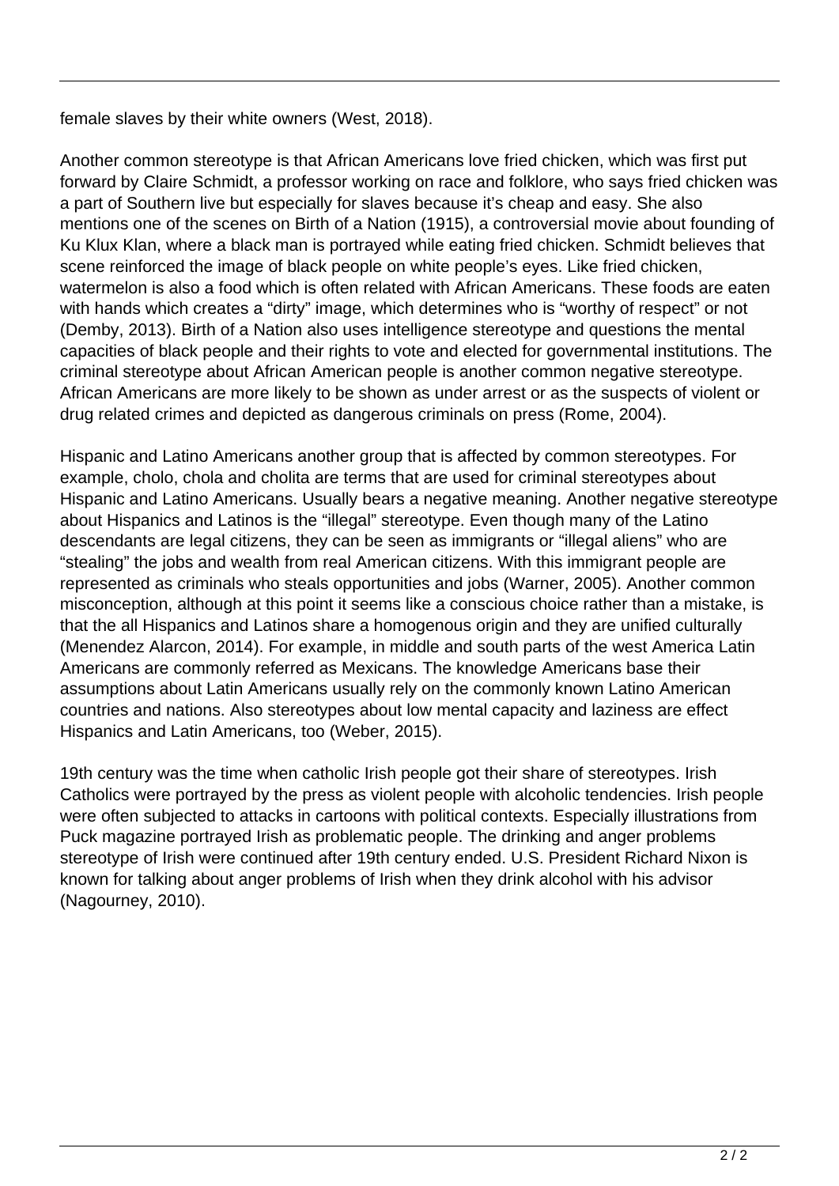female slaves by their white owners (West, 2018).

Another common stereotype is that African Americans love fried chicken, which was first put forward by Claire Schmidt, a professor working on race and folklore, who says fried chicken was a part of Southern live but especially for slaves because it's cheap and easy. She also mentions one of the scenes on Birth of a Nation (1915), a controversial movie about founding of Ku Klux Klan, where a black man is portrayed while eating fried chicken. Schmidt believes that scene reinforced the image of black people on white people's eyes. Like fried chicken, watermelon is also a food which is often related with African Americans. These foods are eaten with hands which creates a "dirty" image, which determines who is "worthy of respect" or not (Demby, 2013). Birth of a Nation also uses intelligence stereotype and questions the mental capacities of black people and their rights to vote and elected for governmental institutions. The criminal stereotype about African American people is another common negative stereotype. African Americans are more likely to be shown as under arrest or as the suspects of violent or drug related crimes and depicted as dangerous criminals on press (Rome, 2004).

Hispanic and Latino Americans another group that is affected by common stereotypes. For example, cholo, chola and cholita are terms that are used for criminal stereotypes about Hispanic and Latino Americans. Usually bears a negative meaning. Another negative stereotype about Hispanics and Latinos is the "illegal" stereotype. Even though many of the Latino descendants are legal citizens, they can be seen as immigrants or "illegal aliens" who are "stealing" the jobs and wealth from real American citizens. With this immigrant people are represented as criminals who steals opportunities and jobs (Warner, 2005). Another common misconception, although at this point it seems like a conscious choice rather than a mistake, is that the all Hispanics and Latinos share a homogenous origin and they are unified culturally (Menendez Alarcon, 2014). For example, in middle and south parts of the west America Latin Americans are commonly referred as Mexicans. The knowledge Americans base their assumptions about Latin Americans usually rely on the commonly known Latino American countries and nations. Also stereotypes about low mental capacity and laziness are effect Hispanics and Latin Americans, too (Weber, 2015).

19th century was the time when catholic Irish people got their share of stereotypes. Irish Catholics were portrayed by the press as violent people with alcoholic tendencies. Irish people were often subjected to attacks in cartoons with political contexts. Especially illustrations from Puck magazine portrayed Irish as problematic people. The drinking and anger problems stereotype of Irish were continued after 19th century ended. U.S. President Richard Nixon is known for talking about anger problems of Irish when they drink alcohol with his advisor (Nagourney, 2010).